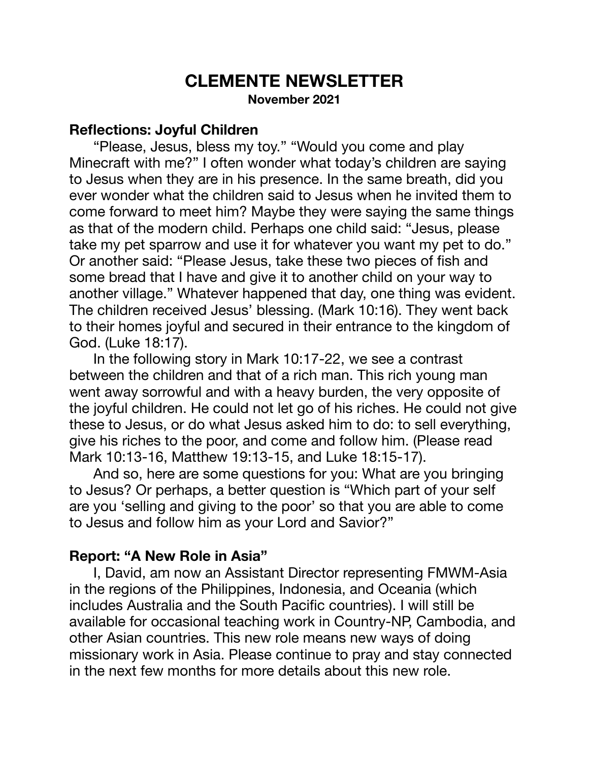# CLEMENTE NEWSLETTER

**November 2021**

## Reflections: Joyful Children

"Please, Jesus, bless my toy." "Would you come and play Minecraft with me?" I often wonder what today's children are saying to Jesus when they are in his presence. In the same breath, did you ever wonder what the children said to Jesus when he invited them to come forward to meet him? Maybe they were saying the same things as that of the modern child. Perhaps one child said: "Jesus, please take my pet sparrow and use it for whatever you want my pet to do." Or another said: "Please Jesus, take these two pieces of fish and some bread that I have and give it to another child on your way to another village." Whatever happened that day, one thing was evident. The children received Jesus' blessing. (Mark 10:16). They went back to their homes joyful and secured in their entrance to the kingdom of God. (Luke 18:17).

In the following story in Mark 10:17-22, we see a contrast between the children and that of a rich man. This rich young man went away sorrowful and with a heavy burden, the very opposite of the joyful children. He could not let go of his riches. He could not give these to Jesus, or do what Jesus asked him to do: to sell everything, give his riches to the poor, and come and follow him. (Please read Mark 10:13-16, Matthew 19:13-15, and Luke 18:15-17).

And so, here are some questions for you: What are you bringing to Jesus? Or perhaps, a better question is "Which part of your self are you 'selling and giving to the poor' so that you are able to come to Jesus and follow him as your Lord and Savior?"

## Report: "A New Role in Asia"

I, David, am now an Assistant Director representing FMWM-Asia in the regions of the Philippines, Indonesia, and Oceania (which includes Australia and the South Pacific countries). I will still be available for occasional teaching work in Country-NP, Cambodia, and other Asian countries. This new role means new ways of doing missionary work in Asia. Please continue to pray and stay connected in the next few months for more details about this new role.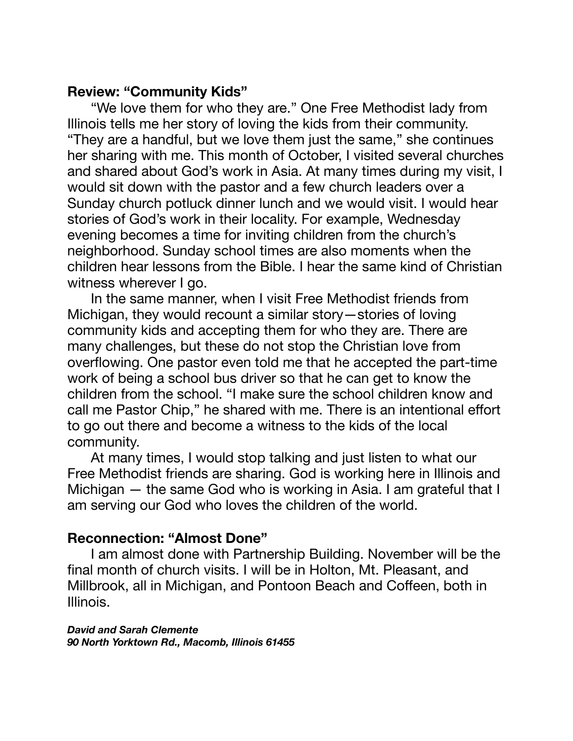**Review: "Community Kids"**

"We love them for who they are." One Free Methodist lady from Illinois tells me her story of loving the kids from their community. "They are a handful, but we love them just the same," she continues her sharing with me. This month of October, I visited several churches and shared about God's work in Asia. At many times during my visit, I would sit down with the pastor and a few church leaders over a Sunday church potluck dinner lunch and we would visit. I would hear stories of God's work in their locality. For example, Wednesday evening becomes a time for inviting children from the church's neighborhood. Sunday school times are also moments when the children hear lessons from the Bible. I hear the same kind of Christian witness wherever I go.

In the same manner, when I visit Free Methodist friends from Michigan, they would recount a similar story—stories of loving community kids and accepting them for who they are. There are many challenges, but these do not stop the Christian love from overflowing. One pastor even told me that he accepted the part-time work of being a school bus driver so that he can get to know the children from the school. "I make sure the school children know and call me Pastor Chip," he shared with me. There is an intentional effort to go out there and become a witness to the kids of the local community.

At many times, I would stop talking and just listen to what our Free Methodist friends are sharing. God is working here in Illinois and Michigan — the same God who is working in Asia. I am grateful that I am serving our God who loves the children of the world.

**Reconnection: "Almost Done"**

I am almost done with Partnership Building. November will be the final month of church visits. I will be in Holton, Mt. Pleasant, and Millbrook, all in Michigan, and Pontoon Beach and Coffeen, both in Illinois.

***David and Sarah Clemente***
***90 North Yorktown Rd., Macomb, Illinois 61455***